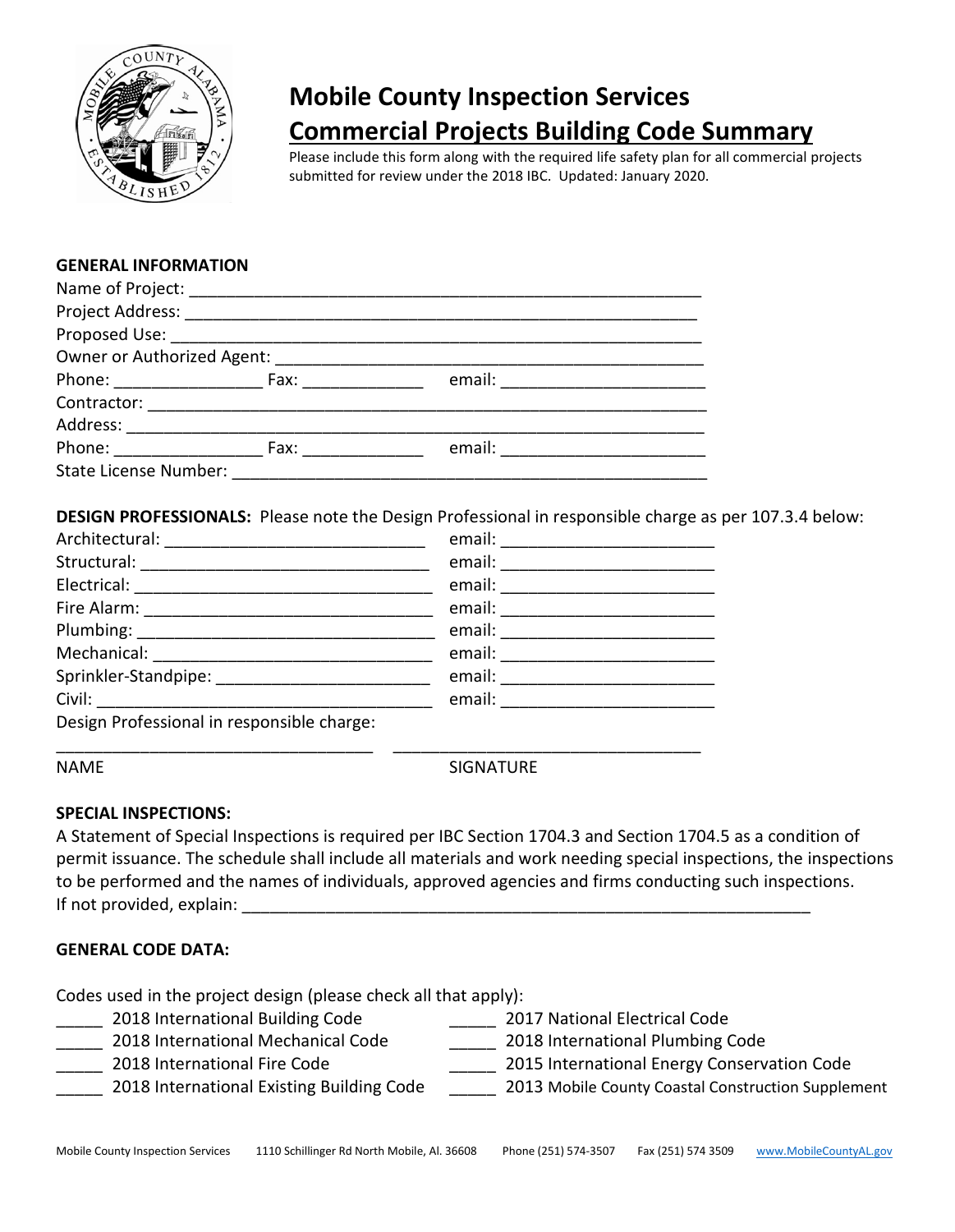# Mobile County Inspection Services

## Commercial Projects Building Code Summary

Please include this form along with the required life safety plan for all commercial projects submitted for review under the 2018 IBC. Updated: January 2020.

**GENERAL INFORMATION**

Name of Project: ______________________________________________________

Project Address: ______________________________________________________

Proposed Use: ________________________________________________________

Owner or Authorized Agent: _____________________________________________

Phone: ________________ Fax: _____________ email: ______________________

Contractor: ___________________________________________________________

Address: _____________________________________________________________

Phone: ________________ Fax: _____________ email: ______________________

State License Number: __________________________________________________

**DESIGN PROFESSIONALS:** Please note the Design Professional in responsible charge as per 107.3.4 below:

Architectural: ___________________________ email: ______________________

Structural: ______________________________ email: ______________________

Electrical: ______________________________ email: ______________________

Fire Alarm: ______________________________ email: ______________________

Plumbing: _______________________________ email: ______________________

Mechanical: _____________________________ email: ______________________

Sprinkler-Standpipe: ______________________ email: ______________________

Civil: __________________________________ email: ______________________

Design Professional in responsible charge:

__________________________________ __________________________________

NAME SIGNATURE

**SPECIAL INSPECTIONS:**

A Statement of Special Inspections is required per IBC Section 1704.3 and Section 1704.5 as a condition of permit issuance. The schedule shall include all materials and work needing special inspections, the inspections to be performed and the names of individuals, approved agencies and firms conducting such inspections.

If not provided, explain: _____________________________________________________________

**GENERAL CODE DATA:**

Codes used in the project design (please check all that apply):

_____ 2018 International Building Code

_____ 2018 International Mechanical Code

_____ 2018 International Fire Code

_____ 2018 International Existing Building Code

_____ 2017 National Electrical Code

_____ 2018 International Plumbing Code

_____ 2015 International Energy Conservation Code

_____ 2013 Mobile County Coastal Construction Supplement

Mobile County Inspection Services 1110 Schillinger Rd North Mobile, Al. 36608 Phone (251) 574-3507 Fax (251) 574 3509 www.MobileCountyAL.gov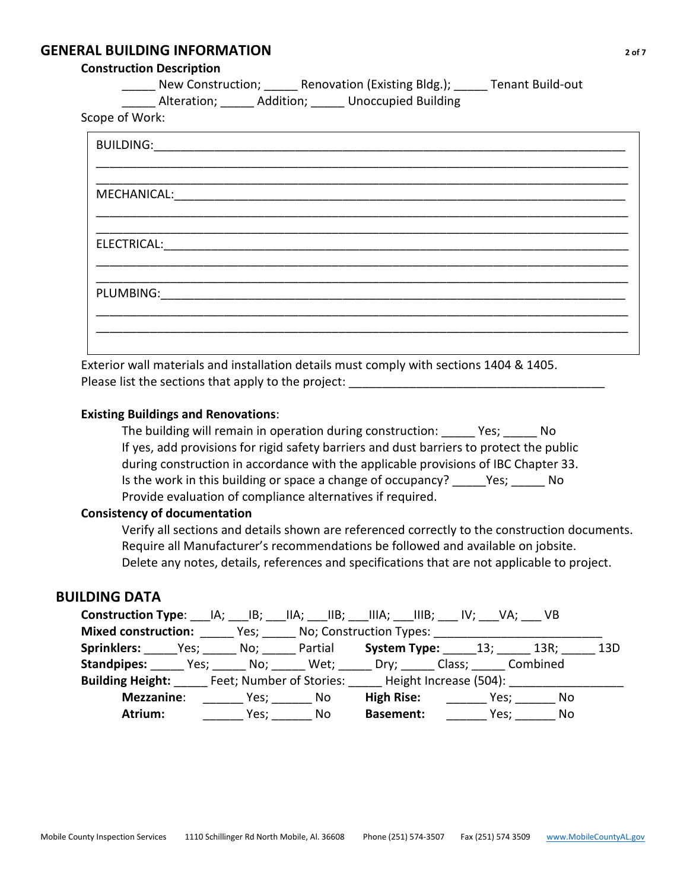## GENERAL BUILDING INFORMATION

**Construction Description**

_____ New Construction; _____ Renovation (Existing Bldg.); _____ Tenant Build-out
_____ Alteration; _____ Addition; _____ Unoccupied Building

Scope of Work:

BUILDING:_______________________________________________________________________

________________________________________________________________________________

________________________________________________________________________________

MECHANICAL:_____________________________________________________________________

________________________________________________________________________________

________________________________________________________________________________

ELECTRICAL:_____________________________________________________________________

________________________________________________________________________________

________________________________________________________________________________

PLUMBING:_______________________________________________________________________

________________________________________________________________________________

________________________________________________________________________________

Exterior wall materials and installation details must comply with sections 1404 & 1405.
Please list the sections that apply to the project: ______________________________________

**Existing Buildings and Renovations**:

The building will remain in operation during construction: _____ Yes; _____ No
If yes, add provisions for rigid safety barriers and dust barriers to protect the public during construction in accordance with the applicable provisions of IBC Chapter 33.
Is the work in this building or space a change of occupancy? _____Yes; _____ No
Provide evaluation of compliance alternatives if required.

**Consistency of documentation**

Verify all sections and details shown are referenced correctly to the construction documents.
Require all Manufacturer's recommendations be followed and available on jobsite.
Delete any notes, details, references and specifications that are not applicable to project.

## BUILDING DATA

**Construction Type**: ___IA; ___IB; ___IIA; ___IIB; ___IIIA; ___IIIB; ___ IV; ___VA; ___ VB
**Mixed construction:** _____ Yes; _____ No; Construction Types: _________________________
**Sprinklers:** _____Yes; _____ No; _____ Partial **System Type:** _____13; _____ 13R; _____ 13D
**Standpipes:** _____ Yes; _____ No; _____ Wet; _____ Dry; _____ Class; _____ Combined
**Building Height:** _____ Feet; Number of Stories: _____ Height Increase (504): ________________
**Mezzanine**: ______ Yes; ______ No **High Rise:** ______ Yes; ______ No
**Atrium:** ______ Yes; ______ No **Basement:** ______ Yes; ______ No

Mobile County Inspection Services 1110 Schillinger Rd North Mobile, Al. 36608 Phone (251) 574-3507 Fax (251) 574 3509 www.MobileCountyAL.gov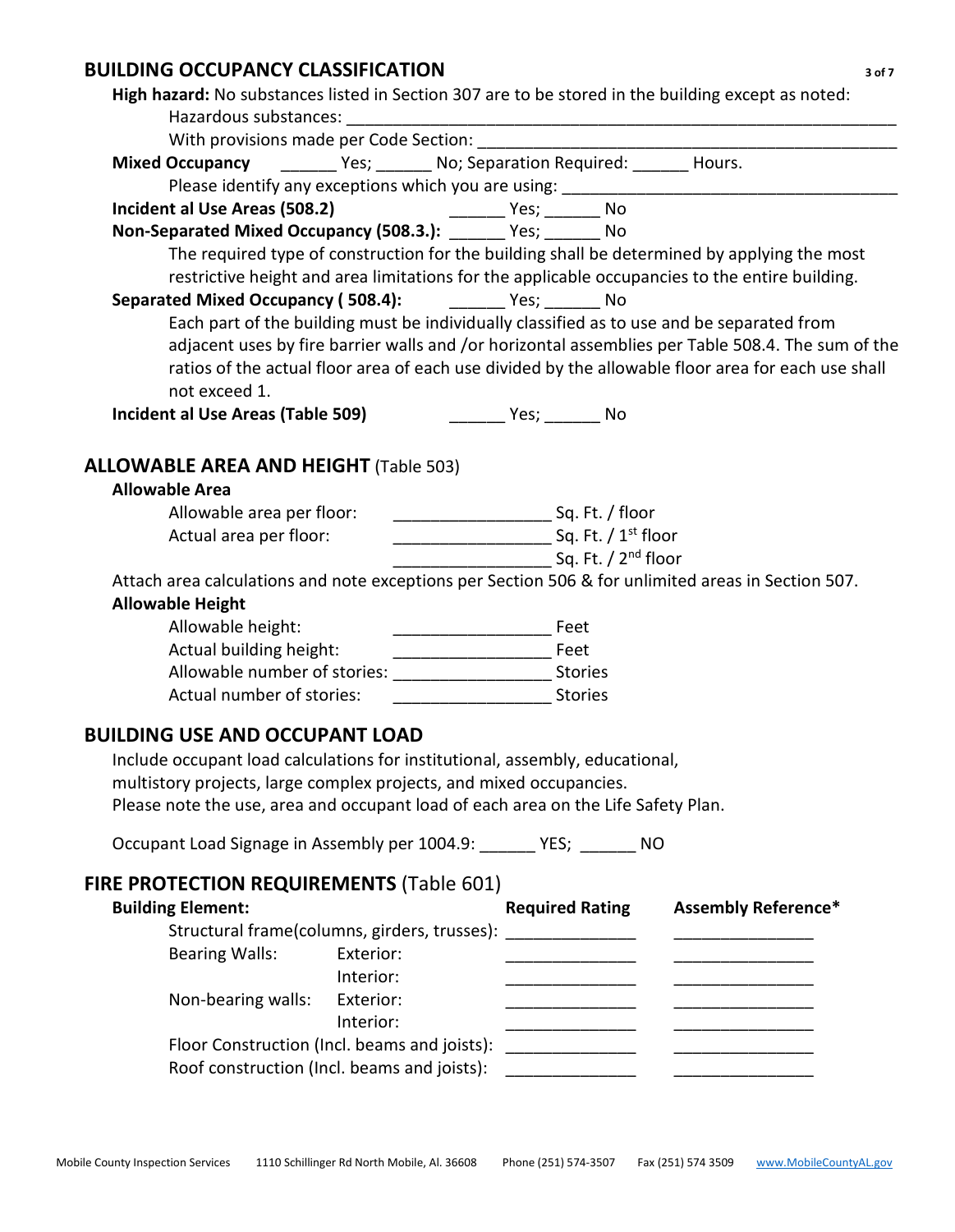## BUILDING OCCUPANCY CLASSIFICATION

**High hazard:** No substances listed in Section 307 are to be stored in the building except as noted:

Hazardous substances: ___________________________________________________________

With provisions made per Code Section: ___________________________________________

**Mixed Occupancy** ______ Yes; ______ No; Separation Required: ______ Hours.

Please identify any exceptions which you are using: ____________________________________

**Incident al Use Areas (508.2)** ______ Yes; ______ No

**Non-Separated Mixed Occupancy (508.3.):** ______ Yes; ______ No

The required type of construction for the building shall be determined by applying the most restrictive height and area limitations for the applicable occupancies to the entire building.

**Separated Mixed Occupancy ( 508.4):** ______ Yes; ______ No

Each part of the building must be individually classified as to use and be separated from adjacent uses by fire barrier walls and /or horizontal assemblies per Table 508.4. The sum of the ratios of the actual floor area of each use divided by the allowable floor area for each use shall not exceed 1.

**Incident al Use Areas (Table 509)** ______ Yes; ______ No

## ALLOWABLE AREA AND HEIGHT (Table 503)

**Allowable Area**

Allowable area per floor: ________________ Sq. Ft. / floor

Actual area per floor: ________________ Sq. Ft. / 1st floor

________________ Sq. Ft. / 2nd floor

Attach area calculations and note exceptions per Section 506 & for unlimited areas in Section 507.

**Allowable Height**

Allowable height: ________________ Feet

Actual building height: ________________ Feet

Allowable number of stories: ________________ Stories

Actual number of stories: ________________ Stories

## BUILDING USE AND OCCUPANT LOAD

Include occupant load calculations for institutional, assembly, educational, multistory projects, large complex projects, and mixed occupancies.
Please note the use, area and occupant load of each area on the Life Safety Plan.

Occupant Load Signage in Assembly per 1004.9: ______ YES; ______ NO

## FIRE PROTECTION REQUIREMENTS (Table 601)

| Building Element: | | Required Rating | Assembly Reference* |
|---|---|---|---|
| Structural frame(columns, girders, trusses): | | ______________ | _______________ |
| Bearing Walls: | Exterior: | ______________ | _______________ |
| | Interior: | ______________ | _______________ |
| Non-bearing walls: | Exterior: | ______________ | _______________ |
| | Interior: | ______________ | _______________ |
| Floor Construction (Incl. beams and joists): | | ______________ | _______________ |
| Roof construction (Incl. beams and joists): | | ______________ | _______________ |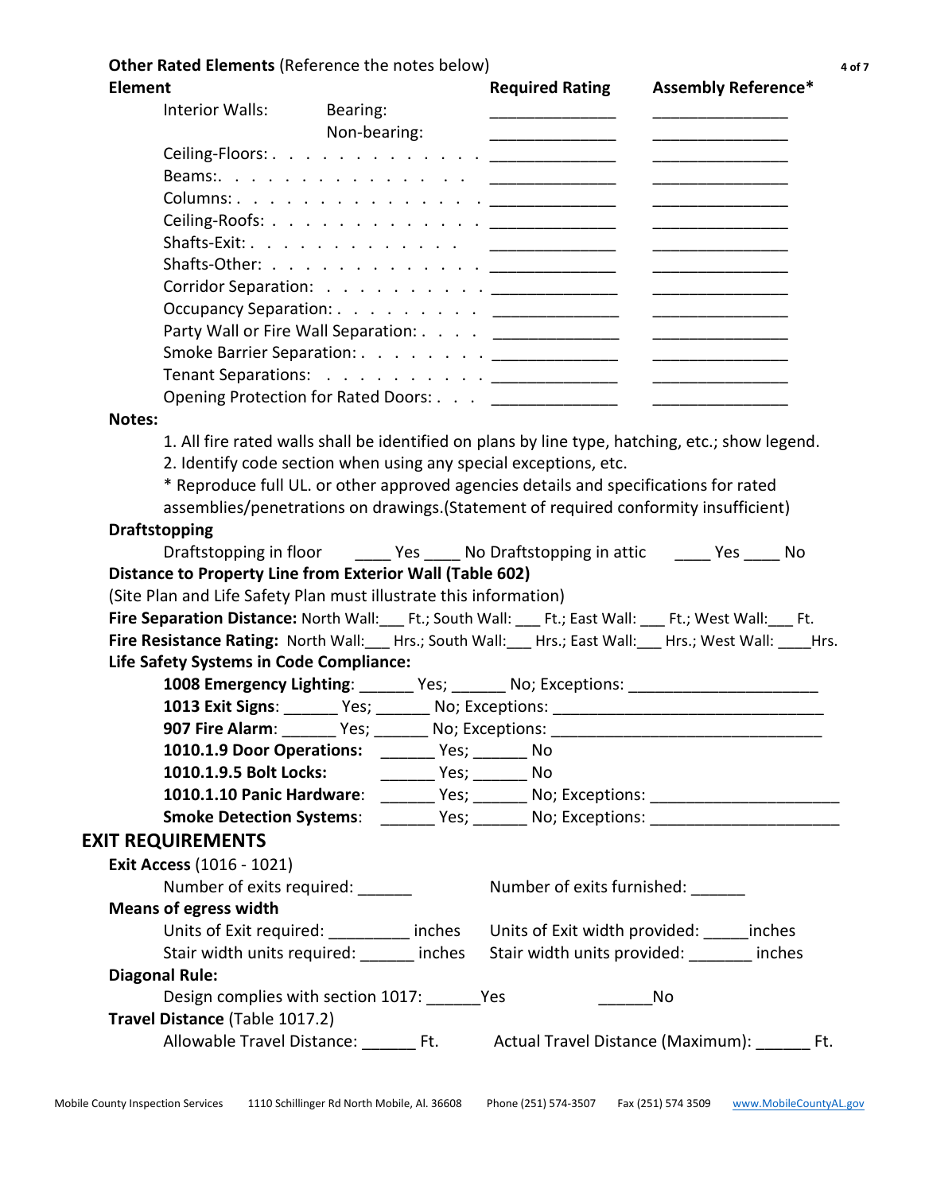**Other Rated Elements** (Reference the notes below)

| Element | | Required Rating | Assembly Reference* |
|---|---|---|---|
| Interior Walls: | Bearing: | ______________ | _______________ |
| | Non-bearing: | ______________ | _______________ |
| Ceiling-Floors: | | ______________ | _______________ |
| Beams: | | ______________ | _______________ |
| Columns: | | ______________ | _______________ |
| Ceiling-Roofs: | | ______________ | _______________ |
| Shafts-Exit: | | ______________ | _______________ |
| Shafts-Other: | | ______________ | _______________ |
| Corridor Separation: | | ______________ | _______________ |
| Occupancy Separation: | | ______________ | _______________ |
| Party Wall or Fire Wall Separation: | | ______________ | _______________ |
| Smoke Barrier Separation: | | ______________ | _______________ |
| Tenant Separations: | | ______________ | _______________ |
| Opening Protection for Rated Doors: | | ______________ | _______________ |

**Notes:**

1. All fire rated walls shall be identified on plans by line type, hatching, etc.; show legend.
2. Identify code section when using any special exceptions, etc.

\* Reproduce full UL. or other approved agencies details and specifications for rated assemblies/penetrations on drawings.(Statement of required conformity insufficient)

**Draftstopping**

Draftstopping in floor ____ Yes ____ No Draftstopping in attic ____ Yes ____ No

**Distance to Property Line from Exterior Wall (Table 602)**

(Site Plan and Life Safety Plan must illustrate this information)

**Fire Separation Distance:** North Wall:___ Ft.; South Wall: ___ Ft.; East Wall: ___ Ft.; West Wall:___ Ft.

**Fire Resistance Rating:** North Wall:___ Hrs.; South Wall:___ Hrs.; East Wall:___ Hrs.; West Wall: ____Hrs.

**Life Safety Systems in Code Compliance:**

**1008 Emergency Lighting**: ______ Yes; ______ No; Exceptions: _____________________

**1013 Exit Signs**: ______ Yes; ______ No; Exceptions: _____________________________

**907 Fire Alarm**: ______ Yes; ______ No; Exceptions: _____________________________

**1010.1.9 Door Operations:** ______ Yes; ______ No

**1010.1.9.5 Bolt Locks:** ______ Yes; ______ No

**1010.1.10 Panic Hardware**: ______ Yes; ______ No; Exceptions: _____________________

**Smoke Detection Systems**: ______ Yes; ______ No; Exceptions: _____________________

## EXIT REQUIREMENTS

**Exit Access** (1016 - 1021)

Number of exits required: ______ Number of exits furnished: ______

**Means of egress width**

Units of Exit required: _________ inches Units of Exit width provided: _____inches

Stair width units required: ______ inches Stair width units provided: _______ inches

**Diagonal Rule:**

Design complies with section 1017: ______Yes ______No

**Travel Distance** (Table 1017.2)

Allowable Travel Distance: ______ Ft. Actual Travel Distance (Maximum): ______ Ft.

Mobile County Inspection Services 1110 Schillinger Rd North Mobile, Al. 36608 Phone (251) 574-3507 Fax (251) 574 3509 www.MobileCountyAL.gov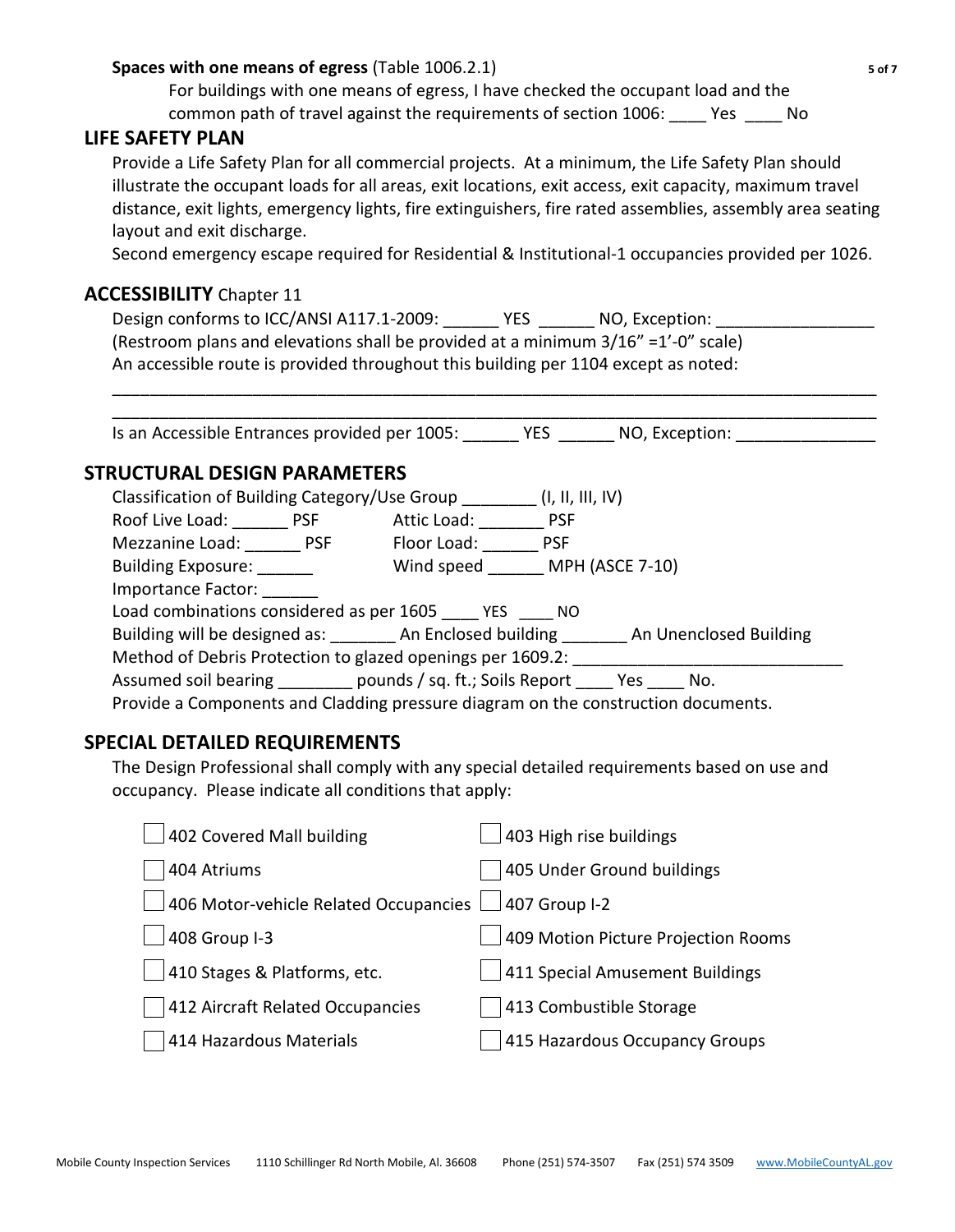**Spaces with one means of egress** (Table 1006.2.1)

For buildings with one means of egress, I have checked the occupant load and the common path of travel against the requirements of section 1006: ____ Yes ____ No

## LIFE SAFETY PLAN

Provide a Life Safety Plan for all commercial projects. At a minimum, the Life Safety Plan should illustrate the occupant loads for all areas, exit locations, exit access, exit capacity, maximum travel distance, exit lights, emergency lights, fire extinguishers, fire rated assemblies, assembly area seating layout and exit discharge.

Second emergency escape required for Residential & Institutional-1 occupancies provided per 1026.

## ACCESSIBILITY Chapter 11

Design conforms to ICC/ANSI A117.1-2009: ______ YES ______ NO, Exception: ________________

(Restroom plans and elevations shall be provided at a minimum 3/16" =1'-0" scale)

An accessible route is provided throughout this building per 1104 except as noted:

________________________________________________________________________________

________________________________________________________________________________

Is an Accessible Entrances provided per 1005: ______ YES ______ NO, Exception: ______________

## STRUCTURAL DESIGN PARAMETERS

Classification of Building Category/Use Group ________ (I, II, III, IV)

Roof Live Load: ______ PSF Attic Load: _______ PSF

Mezzanine Load: ______ PSF Floor Load: ______ PSF

Building Exposure: ______ Wind speed ______ MPH (ASCE 7-10)

Importance Factor: ______

Load combinations considered as per 1605 ____ YES ____ NO

Building will be designed as: _______ An Enclosed building _______ An Unenclosed Building

Method of Debris Protection to glazed openings per 1609.2: ____________________________

Assumed soil bearing ________ pounds / sq. ft.; Soils Report ____ Yes ____ No.

Provide a Components and Cladding pressure diagram on the construction documents.

## SPECIAL DETAILED REQUIREMENTS

The Design Professional shall comply with any special detailed requirements based on use and occupancy. Please indicate all conditions that apply:

- ☐ 402 Covered Mall building
- ☐ 403 High rise buildings
- ☐ 404 Atriums
- ☐ 405 Under Ground buildings
- ☐ 406 Motor-vehicle Related Occupancies
- ☐ 407 Group I-2
- ☐ 408 Group I-3
- ☐ 409 Motion Picture Projection Rooms
- ☐ 410 Stages & Platforms, etc.
- ☐ 411 Special Amusement Buildings
- ☐ 412 Aircraft Related Occupancies
- ☐ 413 Combustible Storage
- ☐ 414 Hazardous Materials
- ☐ 415 Hazardous Occupancy Groups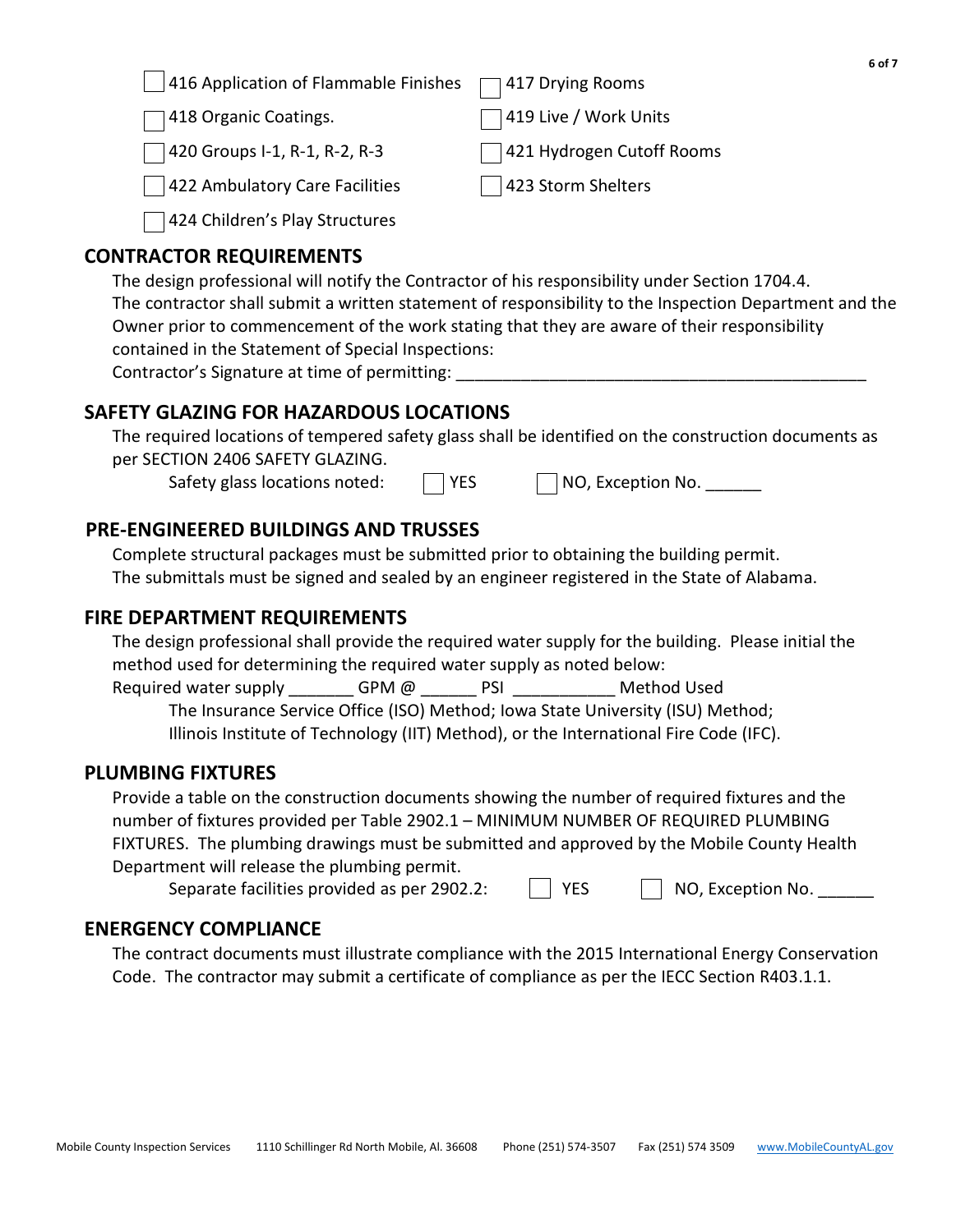- ☐ 416 Application of Flammable Finishes
- ☐ 417 Drying Rooms
- ☐ 418 Organic Coatings.
- ☐ 419 Live / Work Units
- ☐ 420 Groups I-1, R-1, R-2, R-3
- ☐ 421 Hydrogen Cutoff Rooms
- ☐ 422 Ambulatory Care Facilities
- ☐ 423 Storm Shelters
- ☐ 424 Children's Play Structures

## CONTRACTOR REQUIREMENTS

The design professional will notify the Contractor of his responsibility under Section 1704.4.
The contractor shall submit a written statement of responsibility to the Inspection Department and the Owner prior to commencement of the work stating that they are aware of their responsibility contained in the Statement of Special Inspections:

Contractor's Signature at time of permitting: _____________________________________________

## SAFETY GLAZING FOR HAZARDOUS LOCATIONS

The required locations of tempered safety glass shall be identified on the construction documents as per SECTION 2406 SAFETY GLAZING.

Safety glass locations noted: ☐ YES ☐ NO, Exception No. ______

## PRE-ENGINEERED BUILDINGS AND TRUSSES

Complete structural packages must be submitted prior to obtaining the building permit.
The submittals must be signed and sealed by an engineer registered in the State of Alabama.

## FIRE DEPARTMENT REQUIREMENTS

The design professional shall provide the required water supply for the building. Please initial the method used for determining the required water supply as noted below:

Required water supply _______ GPM @ ______ PSI ___________ Method Used

The Insurance Service Office (ISO) Method; Iowa State University (ISU) Method;
Illinois Institute of Technology (IIT) Method), or the International Fire Code (IFC).

## PLUMBING FIXTURES

Provide a table on the construction documents showing the number of required fixtures and the number of fixtures provided per Table 2902.1 – MINIMUM NUMBER OF REQUIRED PLUMBING FIXTURES. The plumbing drawings must be submitted and approved by the Mobile County Health Department will release the plumbing permit.

Separate facilities provided as per 2902.2: ☐ YES ☐ NO, Exception No. ______

## ENERGENCY COMPLIANCE

The contract documents must illustrate compliance with the 2015 International Energy Conservation Code. The contractor may submit a certificate of compliance as per the IECC Section R403.1.1.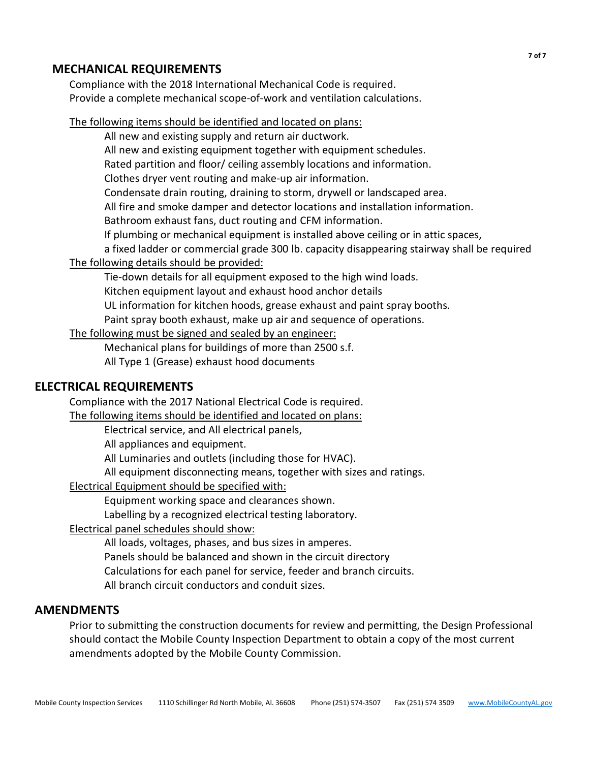## MECHANICAL REQUIREMENTS

Compliance with the 2018 International Mechanical Code is required.
Provide a complete mechanical scope-of-work and ventilation calculations.

<u>The following items should be identified and located on plans:</u>

- All new and existing supply and return air ductwork.
- All new and existing equipment together with equipment schedules.
- Rated partition and floor/ ceiling assembly locations and information.
- Clothes dryer vent routing and make-up air information.
- Condensate drain routing, draining to storm, drywell or landscaped area.
- All fire and smoke damper and detector locations and installation information.
- Bathroom exhaust fans, duct routing and CFM information.
- If plumbing or mechanical equipment is installed above ceiling or in attic spaces, a fixed ladder or commercial grade 300 lb. capacity disappearing stairway shall be required

<u>The following details should be provided:</u>

- Tie-down details for all equipment exposed to the high wind loads.
- Kitchen equipment layout and exhaust hood anchor details
- UL information for kitchen hoods, grease exhaust and paint spray booths.
- Paint spray booth exhaust, make up air and sequence of operations.

<u>The following must be signed and sealed by an engineer:</u>

- Mechanical plans for buildings of more than 2500 s.f.
- All Type 1 (Grease) exhaust hood documents

## ELECTRICAL REQUIREMENTS

Compliance with the 2017 National Electrical Code is required.

<u>The following items should be identified and located on plans:</u>

- Electrical service, and All electrical panels,
- All appliances and equipment.
- All Luminaries and outlets (including those for HVAC).
- All equipment disconnecting means, together with sizes and ratings.

<u>Electrical Equipment should be specified with:</u>

- Equipment working space and clearances shown.
- Labelling by a recognized electrical testing laboratory.

<u>Electrical panel schedules should show:</u>

- All loads, voltages, phases, and bus sizes in amperes.
- Panels should be balanced and shown in the circuit directory
- Calculations for each panel for service, feeder and branch circuits.
- All branch circuit conductors and conduit sizes.

## AMENDMENTS

Prior to submitting the construction documents for review and permitting, the Design Professional should contact the Mobile County Inspection Department to obtain a copy of the most current amendments adopted by the Mobile County Commission.